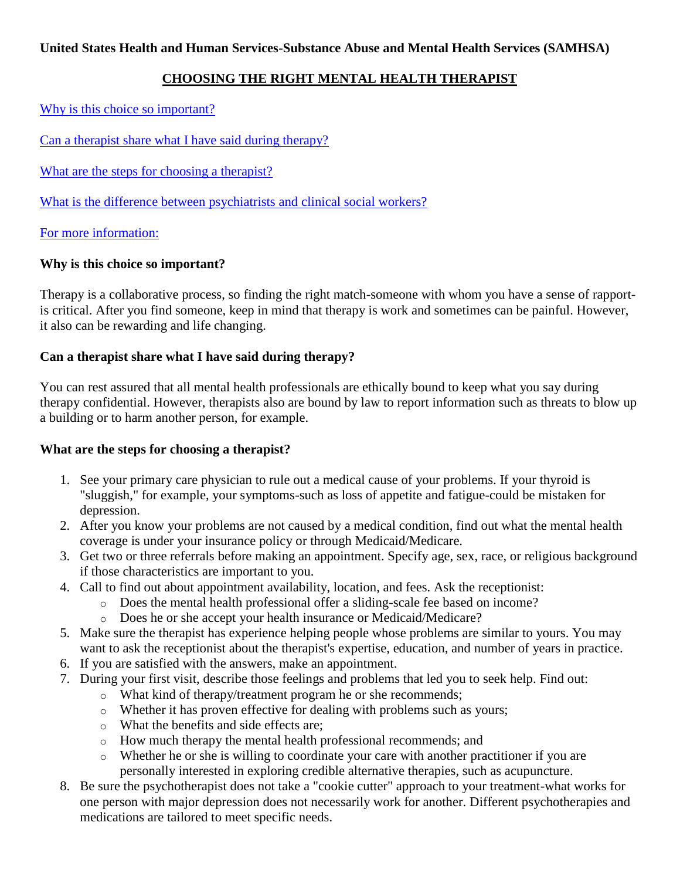**United States Health and Human Services-Substance Abuse and Mental Health Services (SAMHSA)**

## CHOOSING THE RIGHT MENTAL HEALTH THERAPIST

Why is this choice so important?

Can a therapist share what I have said during therapy?

What are the steps for choosing a therapist?

What is the difference between psychiatrists and clinical social workers?

For more information:

### Why is this choice so important?

Therapy is a collaborative process, so finding the right match-someone with whom you have a sense of rapport-is critical. After you find someone, keep in mind that therapy is work and sometimes can be painful. However, it also can be rewarding and life changing.

### Can a therapist share what I have said during therapy?

You can rest assured that all mental health professionals are ethically bound to keep what you say during therapy confidential. However, therapists also are bound by law to report information such as threats to blow up a building or to harm another person, for example.

### What are the steps for choosing a therapist?

1. See your primary care physician to rule out a medical cause of your problems. If your thyroid is "sluggish," for example, your symptoms-such as loss of appetite and fatigue-could be mistaken for depression.
2. After you know your problems are not caused by a medical condition, find out what the mental health coverage is under your insurance policy or through Medicaid/Medicare.
3. Get two or three referrals before making an appointment. Specify age, sex, race, or religious background if those characteristics are important to you.
4. Call to find out about appointment availability, location, and fees. Ask the receptionist:
   - Does the mental health professional offer a sliding-scale fee based on income?
   - Does he or she accept your health insurance or Medicaid/Medicare?
5. Make sure the therapist has experience helping people whose problems are similar to yours. You may want to ask the receptionist about the therapist's expertise, education, and number of years in practice.
6. If you are satisfied with the answers, make an appointment.
7. During your first visit, describe those feelings and problems that led you to seek help. Find out:
   - What kind of therapy/treatment program he or she recommends;
   - Whether it has proven effective for dealing with problems such as yours;
   - What the benefits and side effects are;
   - How much therapy the mental health professional recommends; and
   - Whether he or she is willing to coordinate your care with another practitioner if you are personally interested in exploring credible alternative therapies, such as acupuncture.
8. Be sure the psychotherapist does not take a "cookie cutter" approach to your treatment-what works for one person with major depression does not necessarily work for another. Different psychotherapies and medications are tailored to meet specific needs.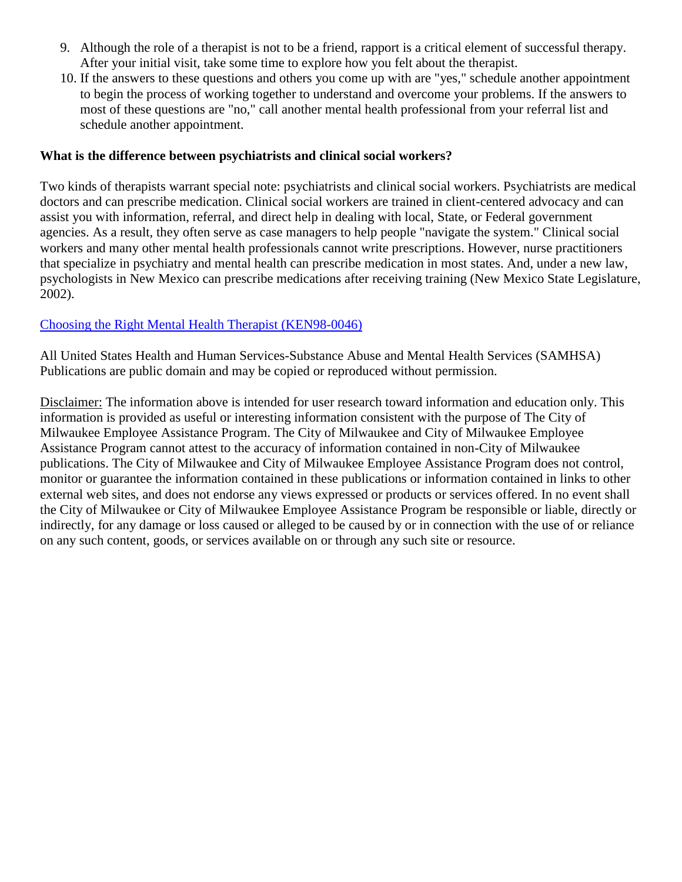9. Although the role of a therapist is not to be a friend, rapport is a critical element of successful therapy. After your initial visit, take some time to explore how you felt about the therapist.
10. If the answers to these questions and others you come up with are "yes," schedule another appointment to begin the process of working together to understand and overcome your problems. If the answers to most of these questions are "no," call another mental health professional from your referral list and schedule another appointment.

**What is the difference between psychiatrists and clinical social workers?**

Two kinds of therapists warrant special note: psychiatrists and clinical social workers. Psychiatrists are medical doctors and can prescribe medication. Clinical social workers are trained in client-centered advocacy and can assist you with information, referral, and direct help in dealing with local, State, or Federal government agencies. As a result, they often serve as case managers to help people "navigate the system." Clinical social workers and many other mental health professionals cannot write prescriptions. However, nurse practitioners that specialize in psychiatry and mental health can prescribe medication in most states. And, under a new law, psychologists in New Mexico can prescribe medications after receiving training (New Mexico State Legislature, 2002).

Choosing the Right Mental Health Therapist (KEN98-0046)

All United States Health and Human Services-Substance Abuse and Mental Health Services (SAMHSA) Publications are public domain and may be copied or reproduced without permission.

Disclaimer: The information above is intended for user research toward information and education only. This information is provided as useful or interesting information consistent with the purpose of The City of Milwaukee Employee Assistance Program. The City of Milwaukee and City of Milwaukee Employee Assistance Program cannot attest to the accuracy of information contained in non-City of Milwaukee publications. The City of Milwaukee and City of Milwaukee Employee Assistance Program does not control, monitor or guarantee the information contained in these publications or information contained in links to other external web sites, and does not endorse any views expressed or products or services offered. In no event shall the City of Milwaukee or City of Milwaukee Employee Assistance Program be responsible or liable, directly or indirectly, for any damage or loss caused or alleged to be caused by or in connection with the use of or reliance on any such content, goods, or services available on or through any such site or resource.